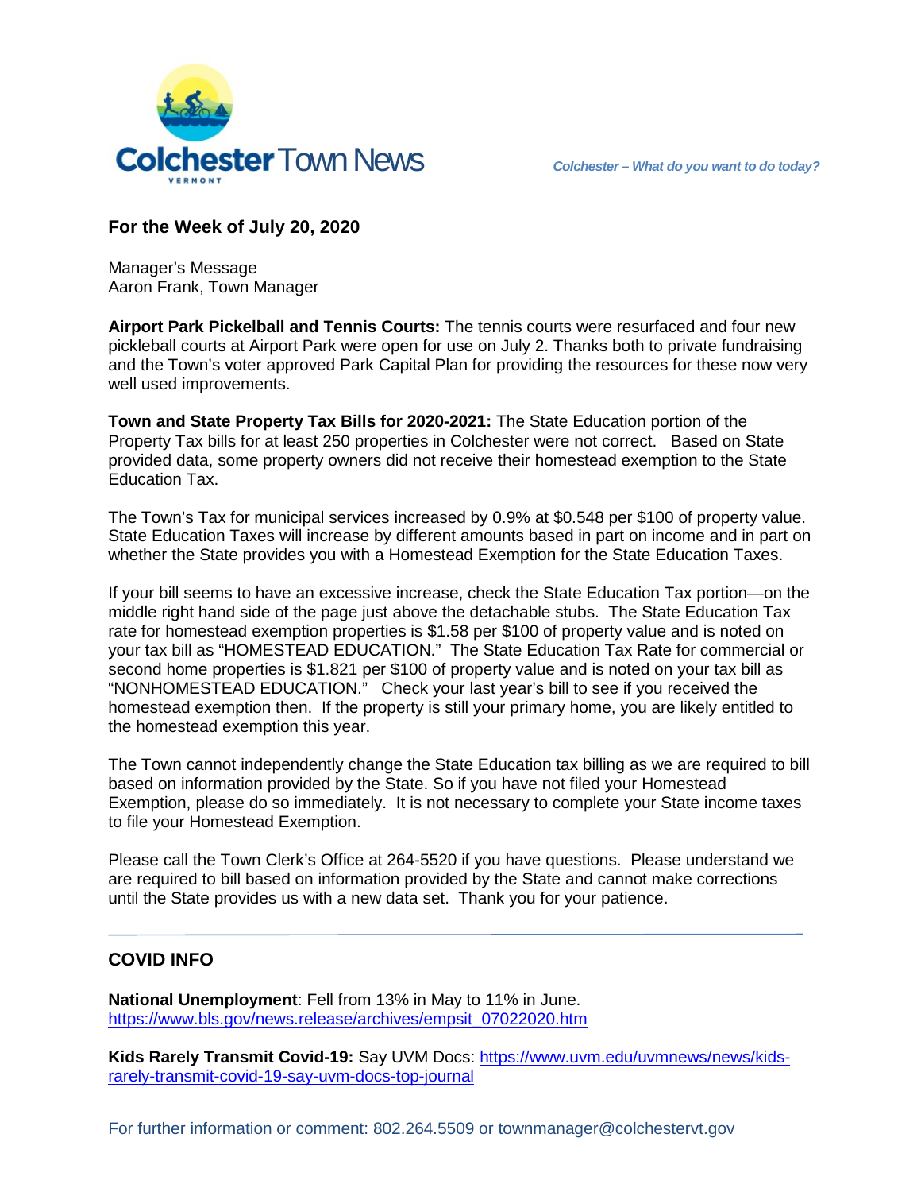# Colchester Town News

*Colchester – What do you want to do today?*

## For the Week of July 20, 2020

Manager's Message
Aaron Frank, Town Manager

**Airport Park Pickelball and Tennis Courts:** The tennis courts were resurfaced and four new pickleball courts at Airport Park were open for use on July 2. Thanks both to private fundraising and the Town's voter approved Park Capital Plan for providing the resources for these now very well used improvements.

**Town and State Property Tax Bills for 2020-2021:** The State Education portion of the Property Tax bills for at least 250 properties in Colchester were not correct. Based on State provided data, some property owners did not receive their homestead exemption to the State Education Tax.

The Town's Tax for municipal services increased by 0.9% at $0.548 per $100 of property value. State Education Taxes will increase by different amounts based in part on income and in part on whether the State provides you with a Homestead Exemption for the State Education Taxes.

If your bill seems to have an excessive increase, check the State Education Tax portion—on the middle right hand side of the page just above the detachable stubs. The State Education Tax rate for homestead exemption properties is $1.58 per $100 of property value and is noted on your tax bill as "HOMESTEAD EDUCATION." The State Education Tax Rate for commercial or second home properties is $1.821 per $100 of property value and is noted on your tax bill as "NONHOMESTEAD EDUCATION." Check your last year's bill to see if you received the homestead exemption then. If the property is still your primary home, you are likely entitled to the homestead exemption this year.

The Town cannot independently change the State Education tax billing as we are required to bill based on information provided by the State. So if you have not filed your Homestead Exemption, please do so immediately. It is not necessary to complete your State income taxes to file your Homestead Exemption.

Please call the Town Clerk's Office at 264-5520 if you have questions. Please understand we are required to bill based on information provided by the State and cannot make corrections until the State provides us with a new data set. Thank you for your patience.

---

## COVID INFO

**National Unemployment**: Fell from 13% in May to 11% in June.
https://www.bls.gov/news.release/archives/empsit_07022020.htm

**Kids Rarely Transmit Covid-19:** Say UVM Docs: https://www.uvm.edu/uvmnews/news/kids-rarely-transmit-covid-19-say-uvm-docs-top-journal

For further information or comment: 802.264.5509 or townmanager@colchestervt.gov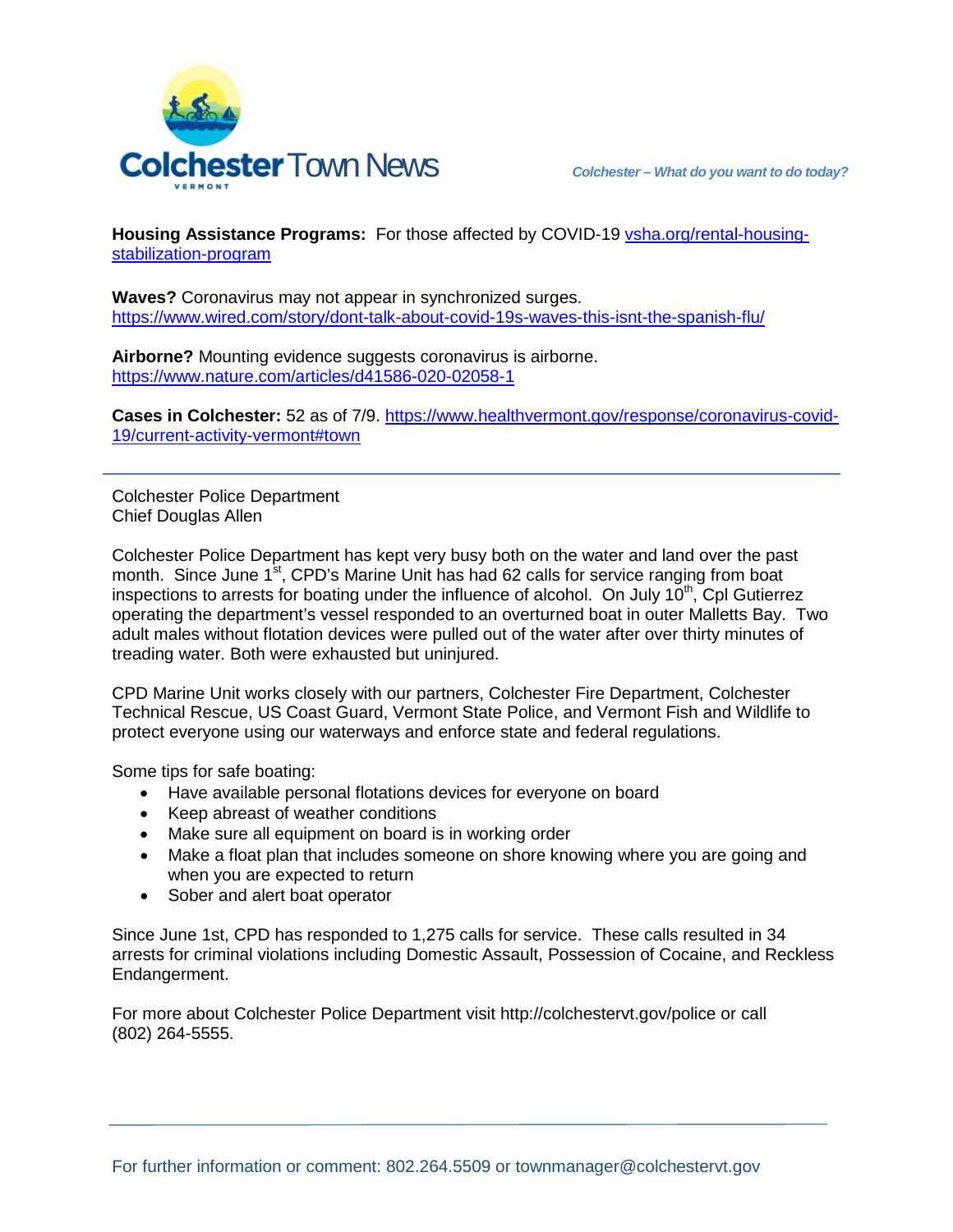**Housing Assistance Programs:** For those affected by COVID-19 [vsha.org/rental-housing-stabilization-program](vsha.org/rental-housing-stabilization-program)

**Waves?** Coronavirus may not appear in synchronized surges. [https://www.wired.com/story/dont-talk-about-covid-19s-waves-this-isnt-the-spanish-flu/](https://www.wired.com/story/dont-talk-about-covid-19s-waves-this-isnt-the-spanish-flu/)

**Airborne?** Mounting evidence suggests coronavirus is airborne. [https://www.nature.com/articles/d41586-020-02058-1](https://www.nature.com/articles/d41586-020-02058-1)

**Cases in Colchester:** 52 as of 7/9. [https://www.healthvermont.gov/response/coronavirus-covid-19/current-activity-vermont#town](https://www.healthvermont.gov/response/coronavirus-covid-19/current-activity-vermont#town)

---

Colchester Police Department
Chief Douglas Allen

Colchester Police Department has kept very busy both on the water and land over the past month. Since June 1st, CPD's Marine Unit has had 62 calls for service ranging from boat inspections to arrests for boating under the influence of alcohol. On July 10th, Cpl Gutierrez operating the department's vessel responded to an overturned boat in outer Malletts Bay. Two adult males without flotation devices were pulled out of the water after over thirty minutes of treading water. Both were exhausted but uninjured.

CPD Marine Unit works closely with our partners, Colchester Fire Department, Colchester Technical Rescue, US Coast Guard, Vermont State Police, and Vermont Fish and Wildlife to protect everyone using our waterways and enforce state and federal regulations.

Some tips for safe boating:

- Have available personal flotations devices for everyone on board
- Keep abreast of weather conditions
- Make sure all equipment on board is in working order
- Make a float plan that includes someone on shore knowing where you are going and when you are expected to return
- Sober and alert boat operator

Since June 1st, CPD has responded to 1,275 calls for service. These calls resulted in 34 arrests for criminal violations including Domestic Assault, Possession of Cocaine, and Reckless Endangerment.

For more about Colchester Police Department visit http://colchestervt.gov/police or call (802) 264-5555.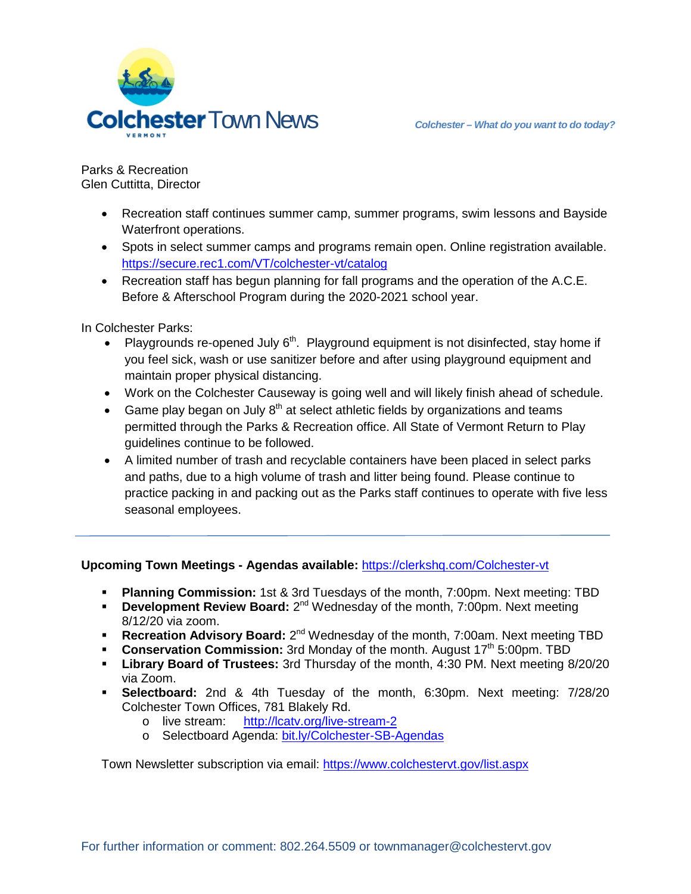Parks & Recreation
Glen Cuttitta, Director

- Recreation staff continues summer camp, summer programs, swim lessons and Bayside Waterfront operations.
- Spots in select summer camps and programs remain open. Online registration available. https://secure.rec1.com/VT/colchester-vt/catalog
- Recreation staff has begun planning for fall programs and the operation of the A.C.E. Before & Afterschool Program during the 2020-2021 school year.

In Colchester Parks:

- Playgrounds re-opened July 6th. Playground equipment is not disinfected, stay home if you feel sick, wash or use sanitizer before and after using playground equipment and maintain proper physical distancing.
- Work on the Colchester Causeway is going well and will likely finish ahead of schedule.
- Game play began on July 8th at select athletic fields by organizations and teams permitted through the Parks & Recreation office. All State of Vermont Return to Play guidelines continue to be followed.
- A limited number of trash and recyclable containers have been placed in select parks and paths, due to a high volume of trash and litter being found. Please continue to practice packing in and packing out as the Parks staff continues to operate with five less seasonal employees.

---

**Upcoming Town Meetings - Agendas available:** https://clerkshq.com/Colchester-vt

- **Planning Commission:** 1st & 3rd Tuesdays of the month, 7:00pm. Next meeting: TBD
- **Development Review Board:** 2nd Wednesday of the month, 7:00pm. Next meeting 8/12/20 via zoom.
- **Recreation Advisory Board:** 2nd Wednesday of the month, 7:00am. Next meeting TBD
- **Conservation Commission:** 3rd Monday of the month. August 17th 5:00pm. TBD
- **Library Board of Trustees:** 3rd Thursday of the month, 4:30 PM. Next meeting 8/20/20 via Zoom.
- **Selectboard:** 2nd & 4th Tuesday of the month, 6:30pm. Next meeting: 7/28/20 Colchester Town Offices, 781 Blakely Rd.
  - live stream: http://lcatv.org/live-stream-2
  - Selectboard Agenda: bit.ly/Colchester-SB-Agendas

Town Newsletter subscription via email: https://www.colchestervt.gov/list.aspx